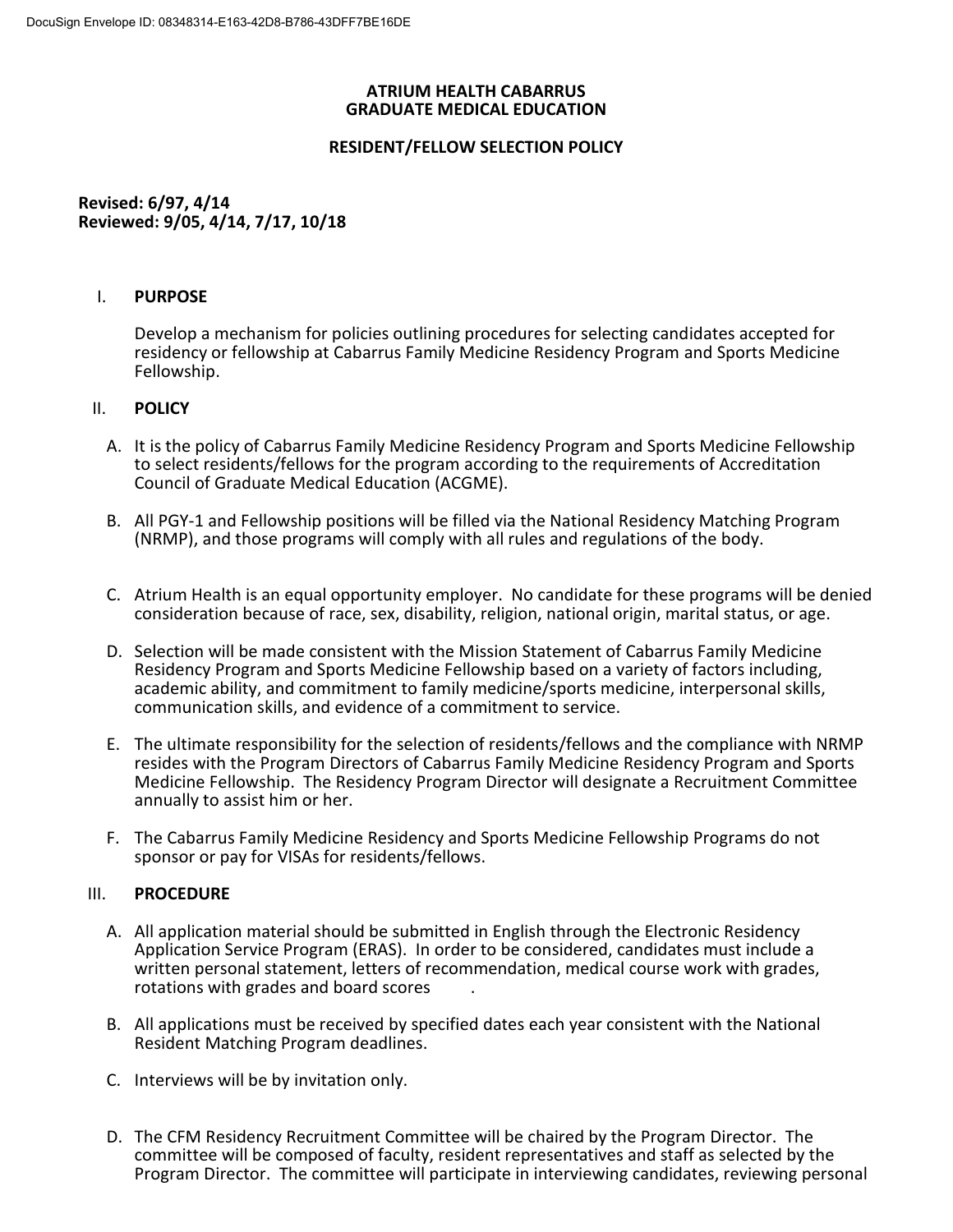# ATRIUM HEALTH CABARRUS
# GRADUATE MEDICAL EDUCATION

## RESIDENT/FELLOW SELECTION POLICY

**Revised: 6/97, 4/14**
**Reviewed: 9/05, 4/14, 7/17, 10/18**

## I. PURPOSE

Develop a mechanism for policies outlining procedures for selecting candidates accepted for residency or fellowship at Cabarrus Family Medicine Residency Program and Sports Medicine Fellowship.

## II. POLICY

A. It is the policy of Cabarrus Family Medicine Residency Program and Sports Medicine Fellowship to select residents/fellows for the program according to the requirements of Accreditation Council of Graduate Medical Education (ACGME).

B. All PGY-1 and Fellowship positions will be filled via the National Residency Matching Program (NRMP), and those programs will comply with all rules and regulations of the body.

C. Atrium Health is an equal opportunity employer. No candidate for these programs will be denied consideration because of race, sex, disability, religion, national origin, marital status, or age.

D. Selection will be made consistent with the Mission Statement of Cabarrus Family Medicine Residency Program and Sports Medicine Fellowship based on a variety of factors including, academic ability, and commitment to family medicine/sports medicine, interpersonal skills, communication skills, and evidence of a commitment to service.

E. The ultimate responsibility for the selection of residents/fellows and the compliance with NRMP resides with the Program Directors of Cabarrus Family Medicine Residency Program and Sports Medicine Fellowship. The Residency Program Director will designate a Recruitment Committee annually to assist him or her.

F. The Cabarrus Family Medicine Residency and Sports Medicine Fellowship Programs do not sponsor or pay for VISAs for residents/fellows.

## III. PROCEDURE

A. All application material should be submitted in English through the Electronic Residency Application Service Program (ERAS). In order to be considered, candidates must include a written personal statement, letters of recommendation, medical course work with grades, rotations with grades and board scores .

B. All applications must be received by specified dates each year consistent with the National Resident Matching Program deadlines.

C. Interviews will be by invitation only.

D. The CFM Residency Recruitment Committee will be chaired by the Program Director. The committee will be composed of faculty, resident representatives and staff as selected by the Program Director. The committee will participate in interviewing candidates, reviewing personal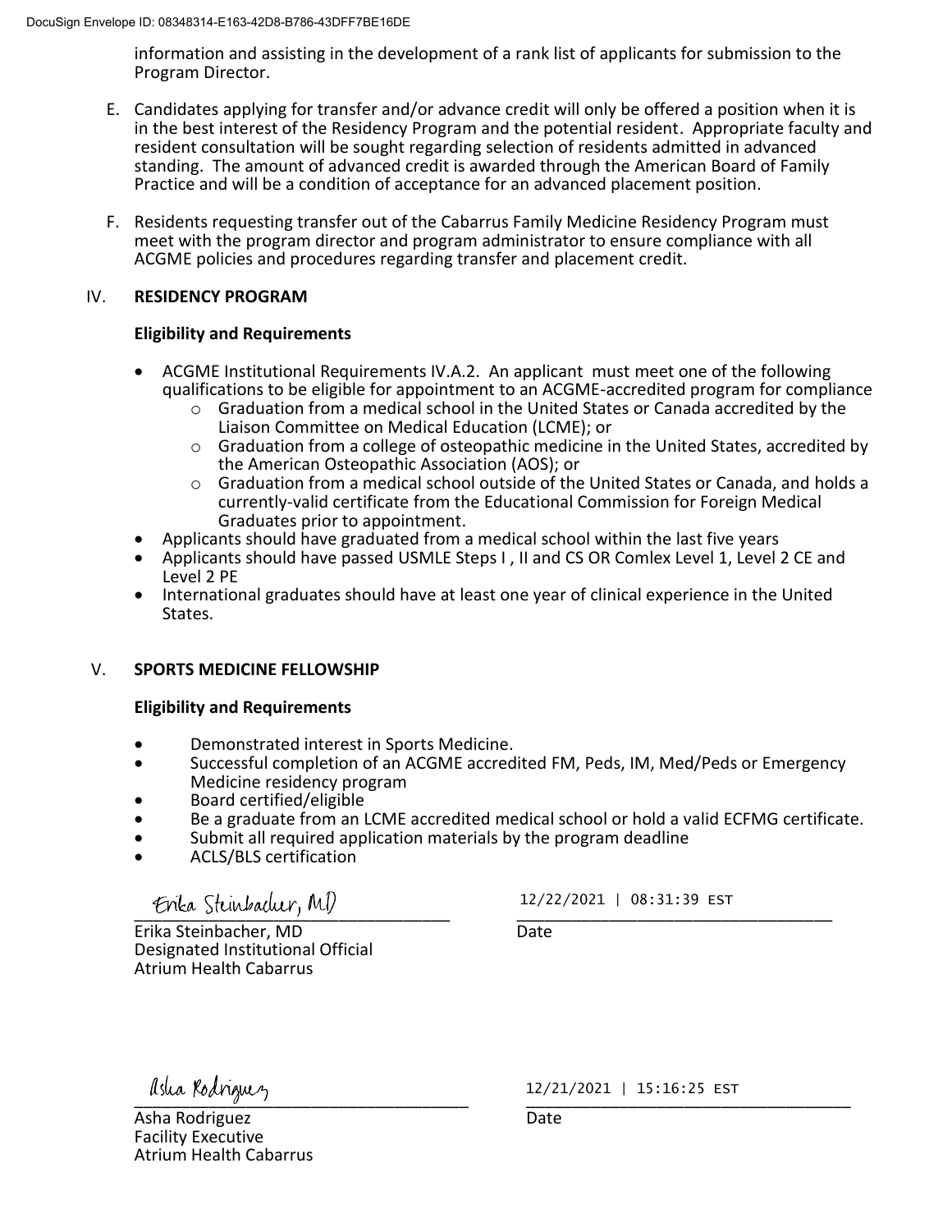information and assisting in the development of a rank list of applicants for submission to the Program Director.

E. Candidates applying for transfer and/or advance credit will only be offered a position when it is in the best interest of the Residency Program and the potential resident. Appropriate faculty and resident consultation will be sought regarding selection of residents admitted in advanced standing. The amount of advanced credit is awarded through the American Board of Family Practice and will be a condition of acceptance for an advanced placement position.

F. Residents requesting transfer out of the Cabarrus Family Medicine Residency Program must meet with the program director and program administrator to ensure compliance with all ACGME policies and procedures regarding transfer and placement credit.

## IV. RESIDENCY PROGRAM

**Eligibility and Requirements**

- ACGME Institutional Requirements IV.A.2. An applicant must meet one of the following qualifications to be eligible for appointment to an ACGME-accredited program for compliance
  - Graduation from a medical school in the United States or Canada accredited by the Liaison Committee on Medical Education (LCME); or
  - Graduation from a college of osteopathic medicine in the United States, accredited by the American Osteopathic Association (AOS); or
  - Graduation from a medical school outside of the United States or Canada, and holds a currently-valid certificate from the Educational Commission for Foreign Medical Graduates prior to appointment.
- Applicants should have graduated from a medical school within the last five years
- Applicants should have passed USMLE Steps I , II and CS OR Comlex Level 1, Level 2 CE and Level 2 PE
- International graduates should have at least one year of clinical experience in the United States.

## V. SPORTS MEDICINE FELLOWSHIP

**Eligibility and Requirements**

- Demonstrated interest in Sports Medicine.
- Successful completion of an ACGME accredited FM, Peds, IM, Med/Peds or Emergency Medicine residency program
- Board certified/eligible
- Be a graduate from an LCME accredited medical school or hold a valid ECFMG certificate.
- Submit all required application materials by the program deadline
- ACLS/BLS certification

Erika Steinbacher, MD
Erika Steinbacher, MD
Designated Institutional Official
Atrium Health Cabarrus

12/22/2021 | 08:31:39 EST
Date

Asha Rodriguez
Asha Rodriguez
Facility Executive
Atrium Health Cabarrus

12/21/2021 | 15:16:25 EST
Date